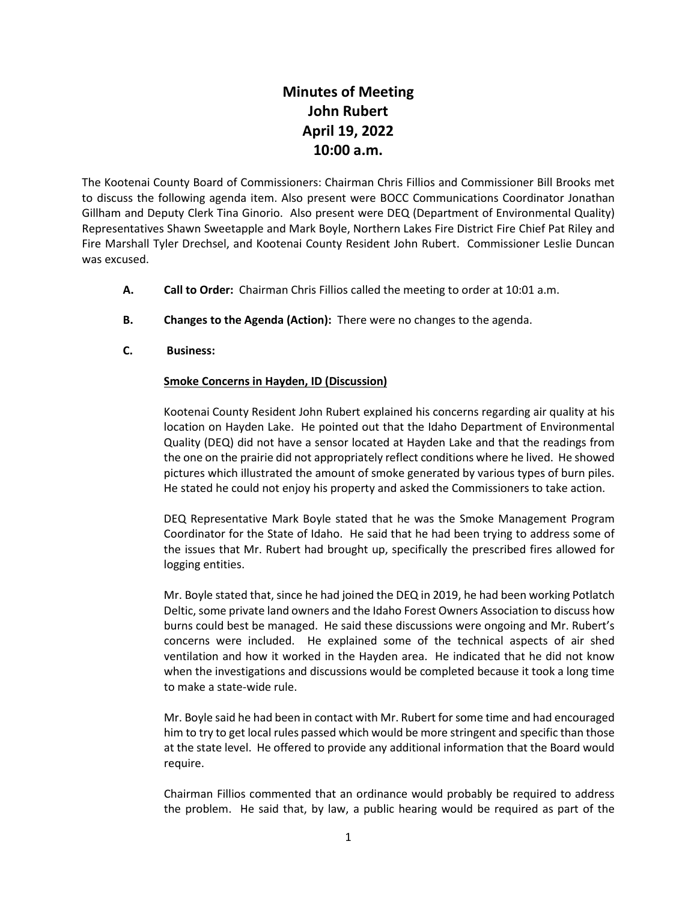# Minutes of Meeting
# John Rubert
# April 19, 2022
# 10:00 a.m.

The Kootenai County Board of Commissioners: Chairman Chris Fillios and Commissioner Bill Brooks met to discuss the following agenda item. Also present were BOCC Communications Coordinator Jonathan Gillham and Deputy Clerk Tina Ginorio. Also present were DEQ (Department of Environmental Quality) Representatives Shawn Sweetapple and Mark Boyle, Northern Lakes Fire District Fire Chief Pat Riley and Fire Marshall Tyler Drechsel, and Kootenai County Resident John Rubert. Commissioner Leslie Duncan was excused.

**A. Call to Order:** Chairman Chris Fillios called the meeting to order at 10:01 a.m.

**B. Changes to the Agenda (Action):** There were no changes to the agenda.

**C. Business:**

**Smoke Concerns in Hayden, ID (Discussion)**

Kootenai County Resident John Rubert explained his concerns regarding air quality at his location on Hayden Lake. He pointed out that the Idaho Department of Environmental Quality (DEQ) did not have a sensor located at Hayden Lake and that the readings from the one on the prairie did not appropriately reflect conditions where he lived. He showed pictures which illustrated the amount of smoke generated by various types of burn piles. He stated he could not enjoy his property and asked the Commissioners to take action.

DEQ Representative Mark Boyle stated that he was the Smoke Management Program Coordinator for the State of Idaho. He said that he had been trying to address some of the issues that Mr. Rubert had brought up, specifically the prescribed fires allowed for logging entities.

Mr. Boyle stated that, since he had joined the DEQ in 2019, he had been working Potlatch Deltic, some private land owners and the Idaho Forest Owners Association to discuss how burns could best be managed. He said these discussions were ongoing and Mr. Rubert's concerns were included. He explained some of the technical aspects of air shed ventilation and how it worked in the Hayden area. He indicated that he did not know when the investigations and discussions would be completed because it took a long time to make a state-wide rule.

Mr. Boyle said he had been in contact with Mr. Rubert for some time and had encouraged him to try to get local rules passed which would be more stringent and specific than those at the state level. He offered to provide any additional information that the Board would require.

Chairman Fillios commented that an ordinance would probably be required to address the problem. He said that, by law, a public hearing would be required as part of the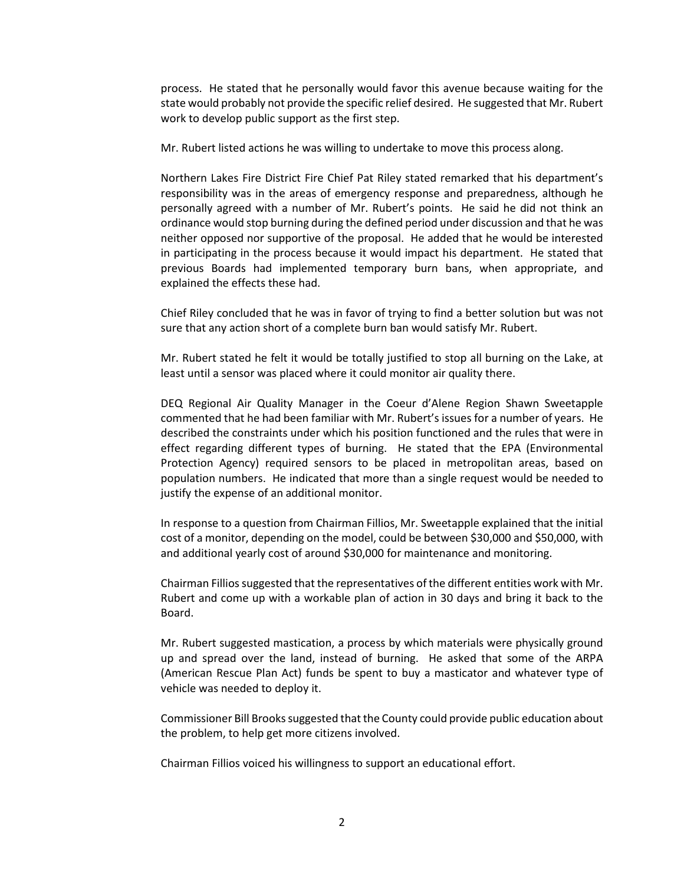process. He stated that he personally would favor this avenue because waiting for the state would probably not provide the specific relief desired. He suggested that Mr. Rubert work to develop public support as the first step.

Mr. Rubert listed actions he was willing to undertake to move this process along.

Northern Lakes Fire District Fire Chief Pat Riley stated remarked that his department's responsibility was in the areas of emergency response and preparedness, although he personally agreed with a number of Mr. Rubert's points. He said he did not think an ordinance would stop burning during the defined period under discussion and that he was neither opposed nor supportive of the proposal. He added that he would be interested in participating in the process because it would impact his department. He stated that previous Boards had implemented temporary burn bans, when appropriate, and explained the effects these had.

Chief Riley concluded that he was in favor of trying to find a better solution but was not sure that any action short of a complete burn ban would satisfy Mr. Rubert.

Mr. Rubert stated he felt it would be totally justified to stop all burning on the Lake, at least until a sensor was placed where it could monitor air quality there.

DEQ Regional Air Quality Manager in the Coeur d'Alene Region Shawn Sweetapple commented that he had been familiar with Mr. Rubert's issues for a number of years. He described the constraints under which his position functioned and the rules that were in effect regarding different types of burning. He stated that the EPA (Environmental Protection Agency) required sensors to be placed in metropolitan areas, based on population numbers. He indicated that more than a single request would be needed to justify the expense of an additional monitor.

In response to a question from Chairman Fillios, Mr. Sweetapple explained that the initial cost of a monitor, depending on the model, could be between $30,000 and $50,000, with and additional yearly cost of around $30,000 for maintenance and monitoring.

Chairman Fillios suggested that the representatives of the different entities work with Mr. Rubert and come up with a workable plan of action in 30 days and bring it back to the Board.

Mr. Rubert suggested mastication, a process by which materials were physically ground up and spread over the land, instead of burning. He asked that some of the ARPA (American Rescue Plan Act) funds be spent to buy a masticator and whatever type of vehicle was needed to deploy it.

Commissioner Bill Brooks suggested that the County could provide public education about the problem, to help get more citizens involved.

Chairman Fillios voiced his willingness to support an educational effort.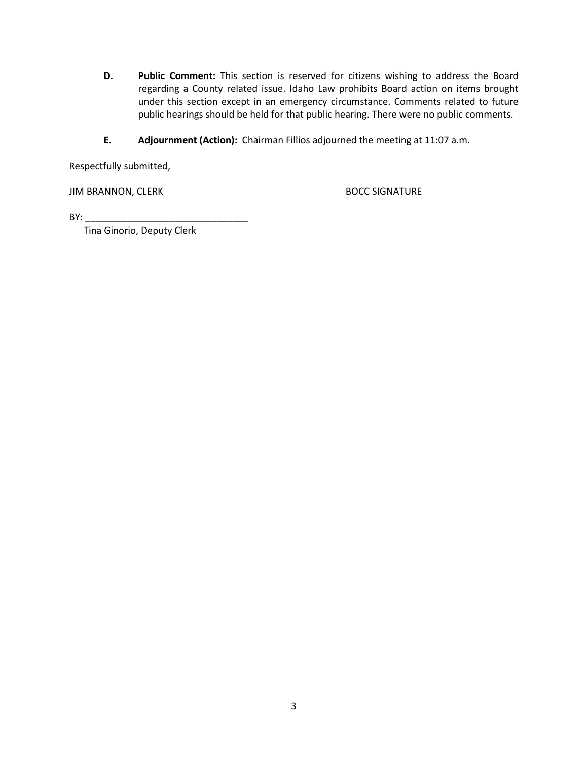**D.** **Public Comment:** This section is reserved for citizens wishing to address the Board regarding a County related issue. Idaho Law prohibits Board action on items brought under this section except in an emergency circumstance. Comments related to future public hearings should be held for that public hearing. There were no public comments.

**E.** **Adjournment (Action):** Chairman Fillios adjourned the meeting at 11:07 a.m.

Respectfully submitted,

JIM BRANNON, CLERK BOCC SIGNATURE

BY: _______________________________

Tina Ginorio, Deputy Clerk